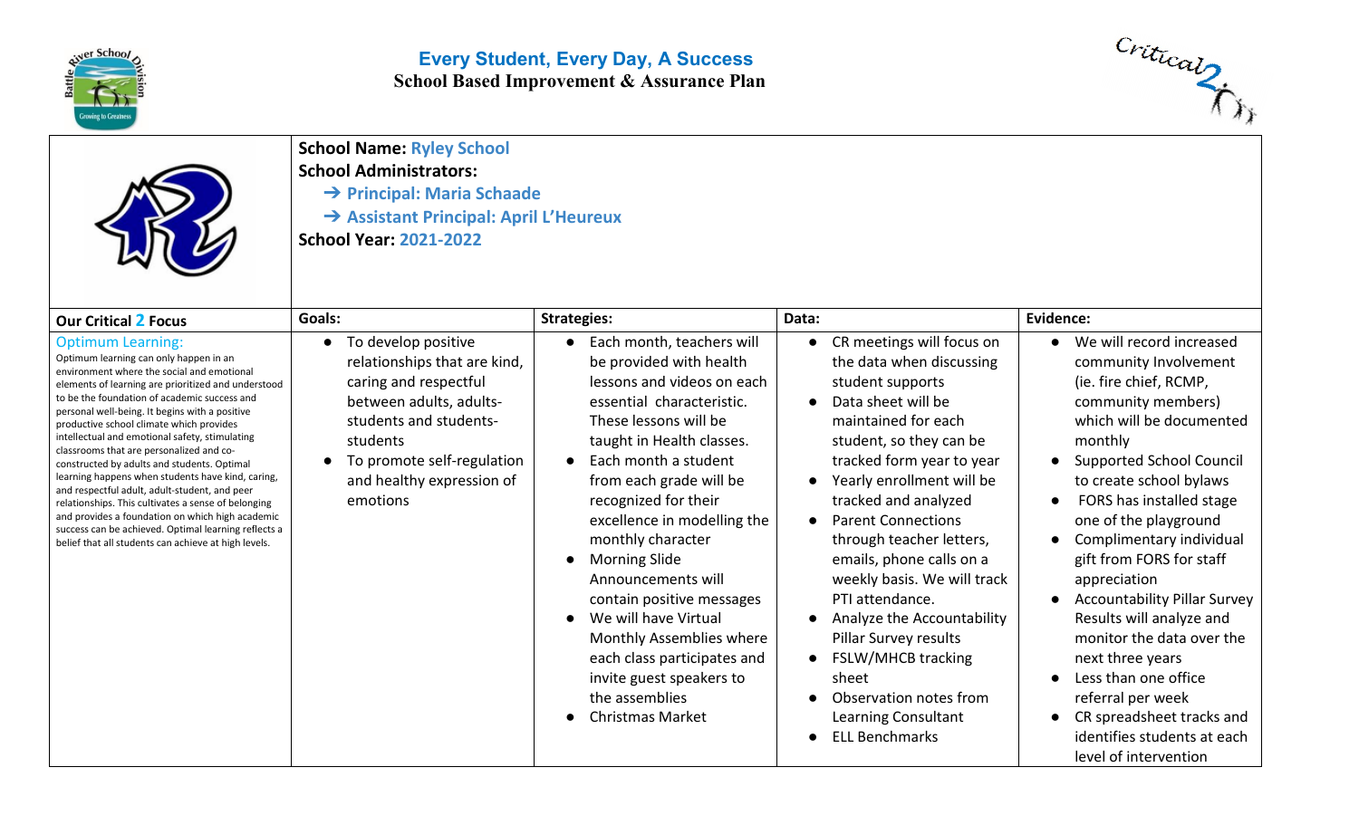# Every Student, Every Day, A Success

## School Based Improvement & Assurance Plan

**School Name:** Ryley School
**School Administrators:**
- → Principal: Maria Schaade
- → Assistant Principal: April L'Heureux

**School Year:** 2021-2022

| Our Critical 2 Focus | Goals: | Strategies: | Data: | Evidence: |
|---|---|---|---|---|
| Optimum Learning:<br>Optimum learning can only happen in an environment where the social and emotional elements of learning are prioritized and understood to be the foundation of academic success and personal well-being. It begins with a positive productive school climate which provides intellectual and emotional safety, stimulating classrooms that are personalized and co-constructed by adults and students. Optimal learning happens when students have kind, caring, and respectful adult, adult-student, and peer relationships. This cultivates a sense of belonging and provides a foundation on which high academic success can be achieved. Optimal learning reflects a belief that all students can achieve at high levels. | • To develop positive relationships that are kind, caring and respectful between adults, adults-students and students-students<br>• To promote self-regulation and healthy expression of emotions | • Each month, teachers will be provided with health lessons and videos on each essential characteristic. These lessons will be taught in Health classes.<br>• Each month a student from each grade will be recognized for their excellence in modelling the monthly character<br>• Morning Slide Announcements will contain positive messages<br>• We will have Virtual Monthly Assemblies where each class participates and invite guest speakers to the assemblies<br>• Christmas Market | • CR meetings will focus on the data when discussing student supports<br>• Data sheet will be maintained for each student, so they can be tracked form year to year<br>• Yearly enrollment will be tracked and analyzed<br>• Parent Connections through teacher letters, emails, phone calls on a weekly basis. We will track PTI attendance.<br>• Analyze the Accountability Pillar Survey results<br>• FSLW/MHCB tracking sheet<br>• Observation notes from Learning Consultant<br>• ELL Benchmarks | • We will record increased community Involvement (ie. fire chief, RCMP, community members) which will be documented monthly<br>• Supported School Council to create school bylaws<br>• FORS has installed stage one of the playground<br>• Complimentary individual gift from FORS for staff appreciation<br>• Accountability Pillar Survey Results will analyze and monitor the data over the next three years<br>• Less than one office referral per week<br>• CR spreadsheet tracks and identifies students at each level of intervention |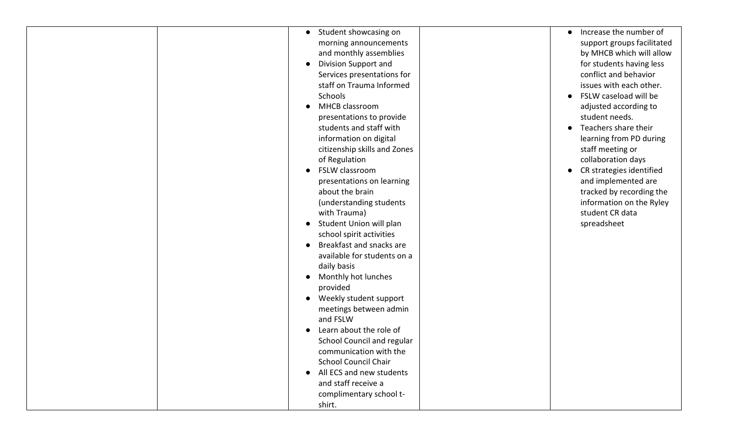|  |  |  |  |  |
|---|---|---|---|---|
|  |  | • Student showcasing on morning announcements and monthly assemblies<br>• Division Support and Services presentations for staff on Trauma Informed Schools<br>• MHCB classroom presentations to provide students and staff with information on digital citizenship skills and Zones of Regulation<br>• FSLW classroom presentations on learning about the brain (understanding students with Trauma)<br>• Student Union will plan school spirit activities<br>• Breakfast and snacks are available for students on a daily basis<br>• Monthly hot lunches provided<br>• Weekly student support meetings between admin and FSLW<br>• Learn about the role of School Council and regular communication with the School Council Chair<br>• All ECS and new students and staff receive a complimentary school t-shirt. |  | • Increase the number of support groups facilitated by MHCB which will allow for students having less conflict and behavior issues with each other.<br>• FSLW caseload will be adjusted according to student needs.<br>• Teachers share their learning from PD during staff meeting or collaboration days<br>• CR strategies identified and implemented are tracked by recording the information on the Ryley student CR data spreadsheet |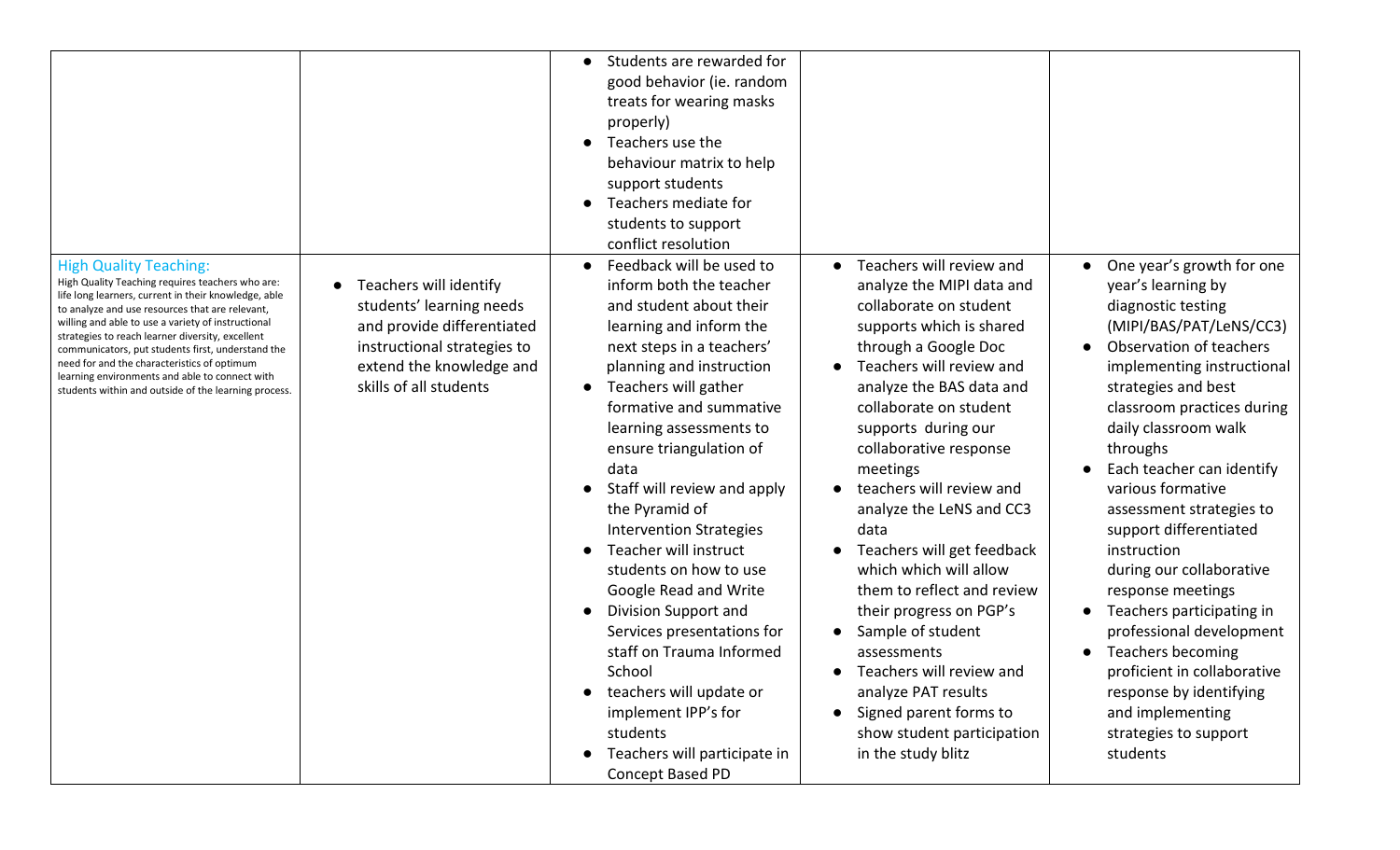| | | | | |
|---|---|---|---|---|
| | | • Students are rewarded for good behavior (ie. random treats for wearing masks properly)<br>• Teachers use the behaviour matrix to help support students<br>• Teachers mediate for students to support conflict resolution | | |
| High Quality Teaching:<br>High Quality Teaching requires teachers who are: life long learners, current in their knowledge, able to analyze and use resources that are relevant, willing and able to use a variety of instructional strategies to reach learner diversity, excellent communicators, put students first, understand the need for and the characteristics of optimum learning environments and able to connect with students within and outside of the learning process. | • Teachers will identify students' learning needs and provide differentiated instructional strategies to extend the knowledge and skills of all students | • Feedback will be used to inform both the teacher and student about their learning and inform the next steps in a teachers' planning and instruction<br>• Teachers will gather formative and summative learning assessments to ensure triangulation of data<br>• Staff will review and apply the Pyramid of Intervention Strategies<br>• Teacher will instruct students on how to use Google Read and Write<br>• Division Support and Services presentations for staff on Trauma Informed School<br>• teachers will update or implement IPP's for students<br>• Teachers will participate in Concept Based PD | • Teachers will review and analyze the MIPI data and collaborate on student supports which is shared through a Google Doc<br>• Teachers will review and analyze the BAS data and collaborate on student supports during our collaborative response meetings<br>• teachers will review and analyze the LeNS and CC3 data<br>• Teachers will get feedback which which will allow them to reflect and review their progress on PGP's<br>• Sample of student assessments<br>• Teachers will review and analyze PAT results<br>• Signed parent forms to show student participation in the study blitz | • One year's growth for one year's learning by diagnostic testing (MIPI/BAS/PAT/LeNS/CC3)<br>• Observation of teachers implementing instructional strategies and best classroom practices during daily classroom walk throughs<br>• Each teacher can identify various formative assessment strategies to support differentiated instruction during our collaborative response meetings<br>• Teachers participating in professional development<br>• Teachers becoming proficient in collaborative response by identifying and implementing strategies to support students |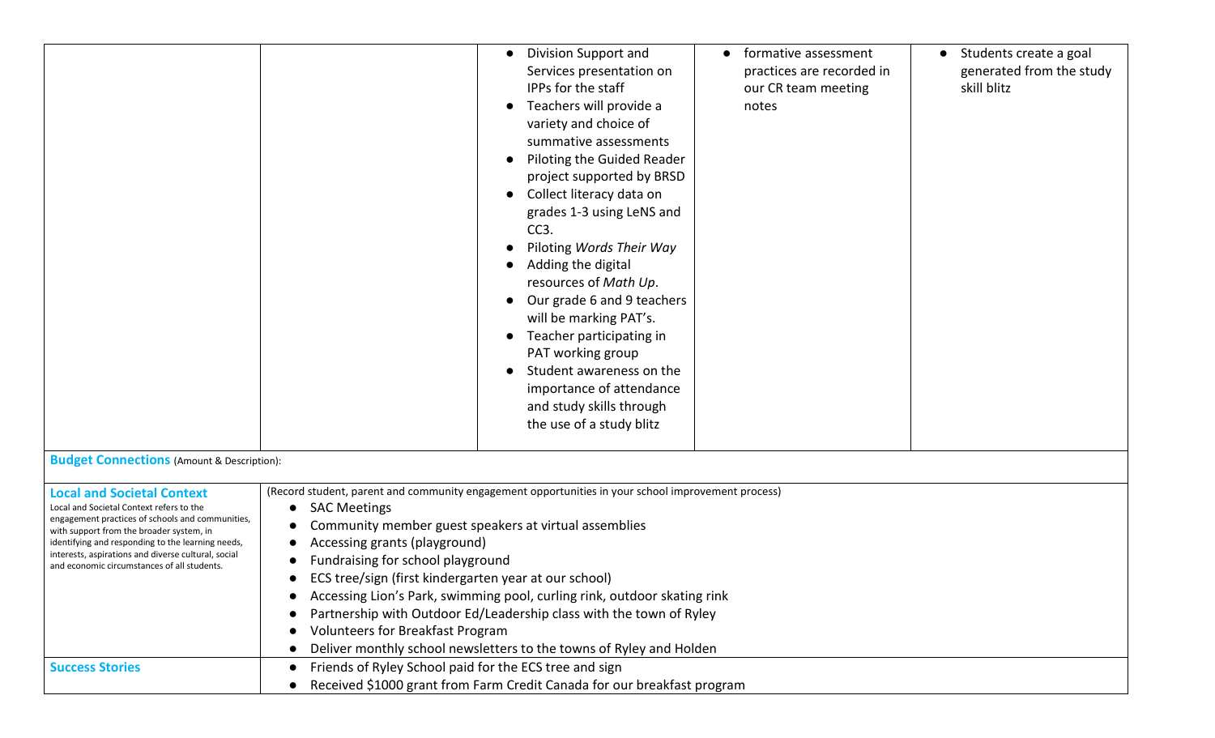|  |  |  |  |  |
|---|---|---|---|---|
|  |  | <ul><li>Division Support and Services presentation on IPPs for the staff</li><li>Teachers will provide a variety and choice of summative assessments</li><li>Piloting the Guided Reader project supported by BRSD</li><li>Collect literacy data on grades 1-3 using LeNS and CC3.</li><li>Piloting *Words Their Way*</li><li>Adding the digital resources of *Math Up*.</li><li>Our grade 6 and 9 teachers will be marking PAT's.</li><li>Teacher participating in PAT working group</li><li>Student awareness on the importance of attendance and study skills through the use of a study blitz</li></ul> | <ul><li>formative assessment practices are recorded in our CR team meeting notes</li></ul> | <ul><li>Students create a goal generated from the study skill blitz</li></ul> |

**Budget Connections** (Amount & Description):

| | |
|---|---|
| **Local and Societal Context**<br>Local and Societal Context refers to the engagement practices of schools and communities, with support from the broader system, in identifying and responding to the learning needs, interests, aspirations and diverse cultural, social and economic circumstances of all students. | (Record student, parent and community engagement opportunities in your school improvement process)<ul><li>SAC Meetings</li><li>Community member guest speakers at virtual assemblies</li><li>Accessing grants (playground)</li><li>Fundraising for school playground</li><li>ECS tree/sign (first kindergarten year at our school)</li><li>Accessing Lion's Park, swimming pool, curling rink, outdoor skating rink</li><li>Partnership with Outdoor Ed/Leadership class with the town of Ryley</li><li>Volunteers for Breakfast Program</li><li>Deliver monthly school newsletters to the towns of Ryley and Holden</li></ul> |
| **Success Stories** | <ul><li>Friends of Ryley School paid for the ECS tree and sign</li><li>Received $1000 grant from Farm Credit Canada for our breakfast program</li></ul> |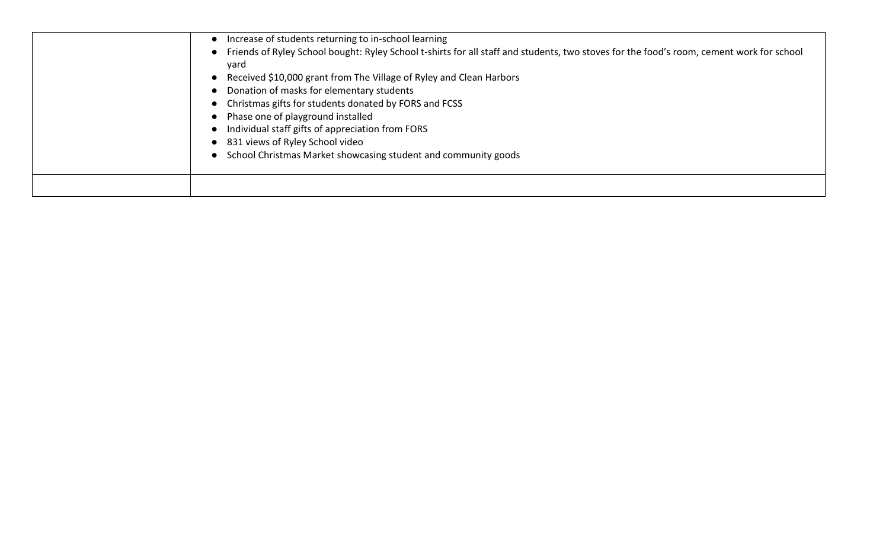| | |
|---|---|
| | • Increase of students returning to in-school learning<br>• Friends of Ryley School bought: Ryley School t-shirts for all staff and students, two stoves for the food's room, cement work for school yard<br>• Received $10,000 grant from The Village of Ryley and Clean Harbors<br>• Donation of masks for elementary students<br>• Christmas gifts for students donated by FORS and FCSS<br>• Phase one of playground installed<br>• Individual staff gifts of appreciation from FORS<br>• 831 views of Ryley School video<br>• School Christmas Market showcasing student and community goods |
| | |